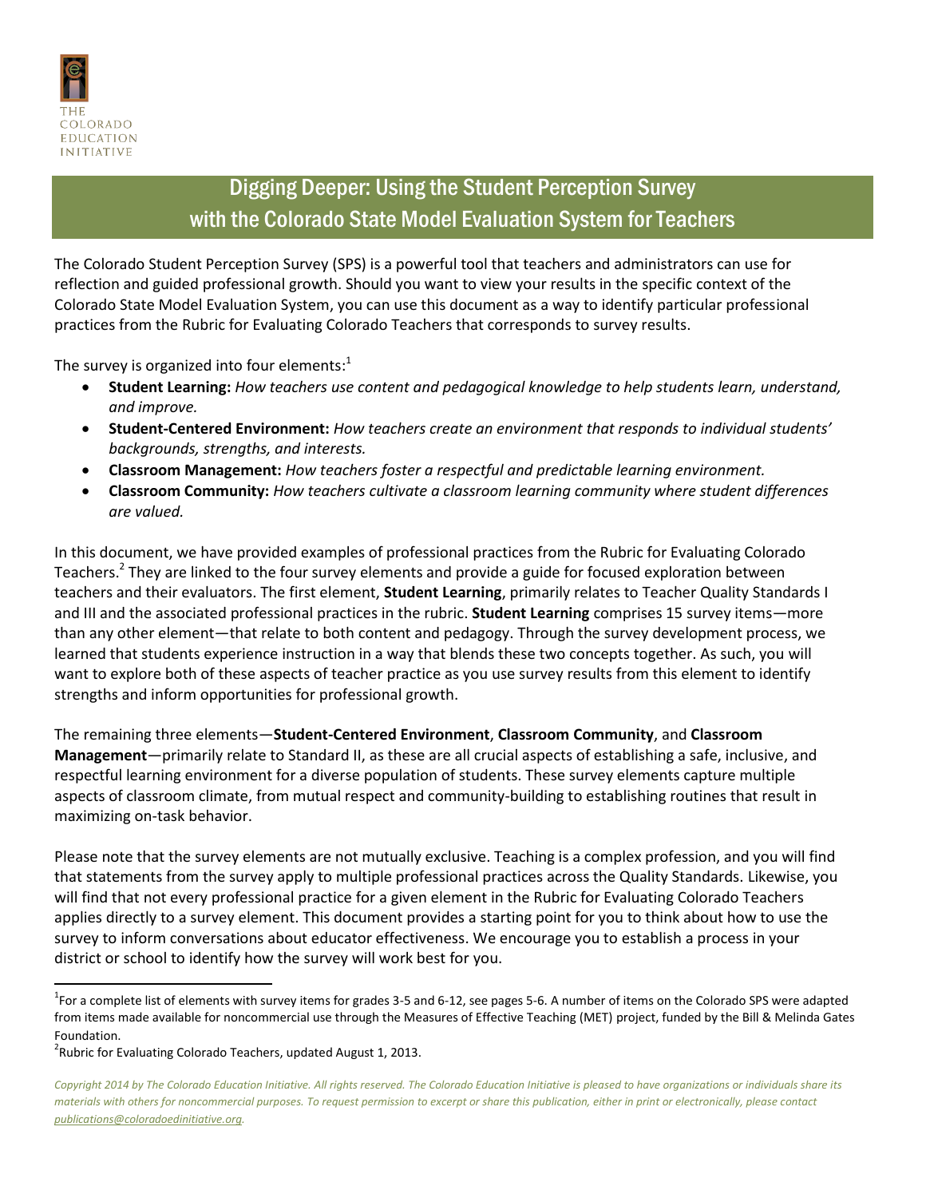THE COLORADO EDUCATION INITIATIVE

# Digging Deeper: Using the Student Perception Survey with the Colorado State Model Evaluation System for Teachers

The Colorado Student Perception Survey (SPS) is a powerful tool that teachers and administrators can use for reflection and guided professional growth. Should you want to view your results in the specific context of the Colorado State Model Evaluation System, you can use this document as a way to identify particular professional practices from the Rubric for Evaluating Colorado Teachers that corresponds to survey results.

The survey is organized into four elements:[1]

- **Student Learning:** *How teachers use content and pedagogical knowledge to help students learn, understand, and improve.*
- **Student-Centered Environment:** *How teachers create an environment that responds to individual students' backgrounds, strengths, and interests.*
- **Classroom Management:** *How teachers foster a respectful and predictable learning environment.*
- **Classroom Community:** *How teachers cultivate a classroom learning community where student differences are valued.*

In this document, we have provided examples of professional practices from the Rubric for Evaluating Colorado Teachers.[2] They are linked to the four survey elements and provide a guide for focused exploration between teachers and their evaluators. The first element, **Student Learning**, primarily relates to Teacher Quality Standards I and III and the associated professional practices in the rubric. **Student Learning** comprises 15 survey items—more than any other element—that relate to both content and pedagogy. Through the survey development process, we learned that students experience instruction in a way that blends these two concepts together. As such, you will want to explore both of these aspects of teacher practice as you use survey results from this element to identify strengths and inform opportunities for professional growth.

The remaining three elements—**Student-Centered Environment**, **Classroom Community**, and **Classroom Management**—primarily relate to Standard II, as these are all crucial aspects of establishing a safe, inclusive, and respectful learning environment for a diverse population of students. These survey elements capture multiple aspects of classroom climate, from mutual respect and community-building to establishing routines that result in maximizing on-task behavior.

Please note that the survey elements are not mutually exclusive. Teaching is a complex profession, and you will find that statements from the survey apply to multiple professional practices across the Quality Standards. Likewise, you will find that not every professional practice for a given element in the Rubric for Evaluating Colorado Teachers applies directly to a survey element. This document provides a starting point for you to think about how to use the survey to inform conversations about educator effectiveness. We encourage you to establish a process in your district or school to identify how the survey will work best for you.

---

[1] For a complete list of elements with survey items for grades 3-5 and 6-12, see pages 5-6. A number of items on the Colorado SPS were adapted from items made available for noncommercial use through the Measures of Effective Teaching (MET) project, funded by the Bill & Melinda Gates Foundation.

[2] Rubric for Evaluating Colorado Teachers, updated August 1, 2013.

*Copyright 2014 by The Colorado Education Initiative. All rights reserved. The Colorado Education Initiative is pleased to have organizations or individuals share its materials with others for noncommercial purposes. To request permission to excerpt or share this publication, either in print or electronically, please contact publications@coloradoedinitiative.org.*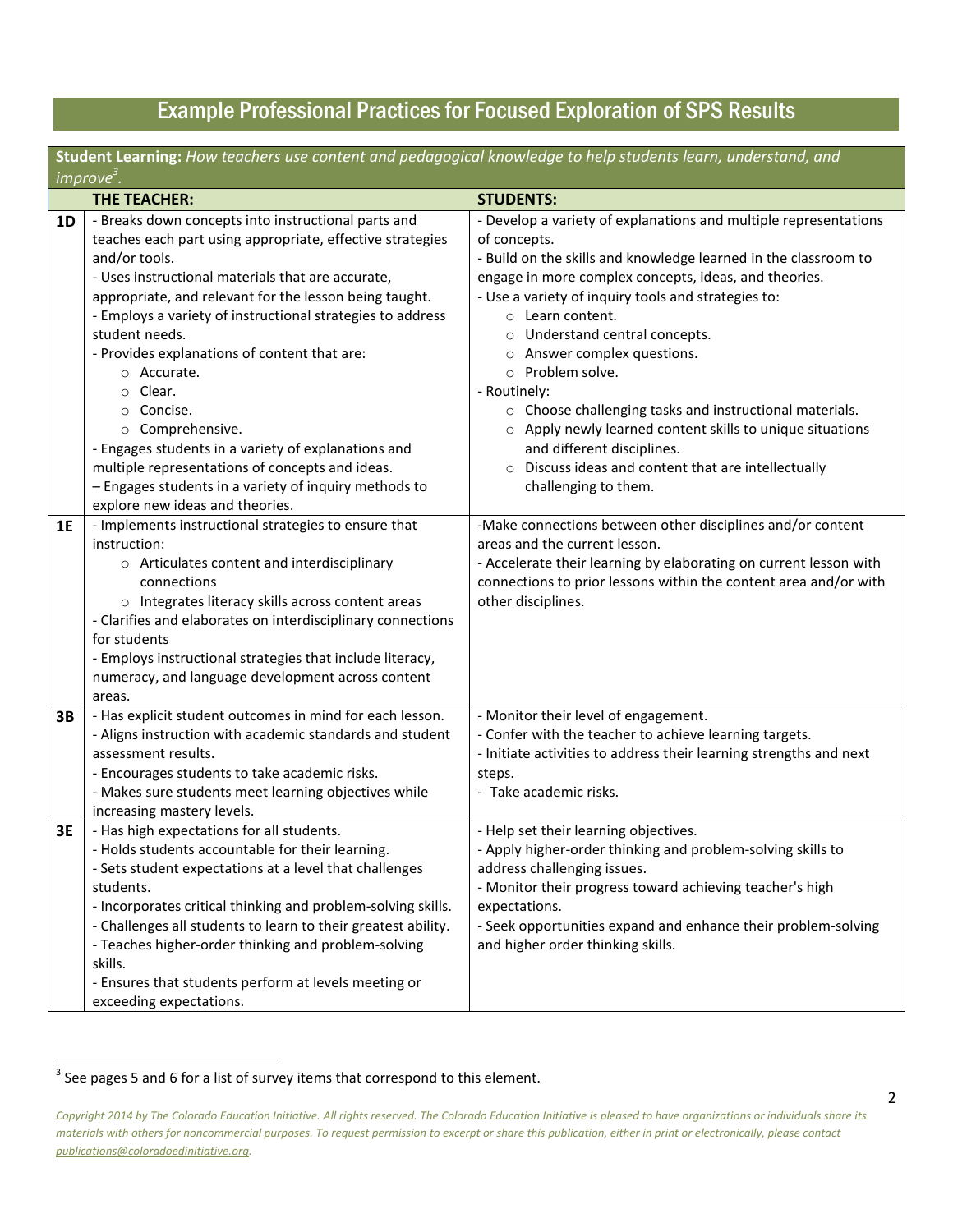# Example Professional Practices for Focused Exploration of SPS Results

**Student Learning:** *How teachers use content and pedagogical knowledge to help students learn, understand, and improve[3].*

| | THE TEACHER: | STUDENTS: |
|---|---|---|
| **1D** | - Breaks down concepts into instructional parts and teaches each part using appropriate, effective strategies and/or tools.<br>- Uses instructional materials that are accurate, appropriate, and relevant for the lesson being taught.<br>- Employs a variety of instructional strategies to address student needs.<br>- Provides explanations of content that are:<br>○ Accurate.<br>○ Clear.<br>○ Concise.<br>○ Comprehensive.<br>- Engages students in a variety of explanations and multiple representations of concepts and ideas.<br>– Engages students in a variety of inquiry methods to explore new ideas and theories. | - Develop a variety of explanations and multiple representations of concepts.<br>- Build on the skills and knowledge learned in the classroom to engage in more complex concepts, ideas, and theories.<br>- Use a variety of inquiry tools and strategies to:<br>○ Learn content.<br>○ Understand central concepts.<br>○ Answer complex questions.<br>○ Problem solve.<br>- Routinely:<br>○ Choose challenging tasks and instructional materials.<br>○ Apply newly learned content skills to unique situations and different disciplines.<br>○ Discuss ideas and content that are intellectually challenging to them. |
| **1E** | - Implements instructional strategies to ensure that instruction:<br>○ Articulates content and interdisciplinary connections<br>○ Integrates literacy skills across content areas<br>- Clarifies and elaborates on interdisciplinary connections for students<br>- Employs instructional strategies that include literacy, numeracy, and language development across content areas. | -Make connections between other disciplines and/or content areas and the current lesson.<br>- Accelerate their learning by elaborating on current lesson with connections to prior lessons within the content area and/or with other disciplines. |
| **3B** | - Has explicit student outcomes in mind for each lesson.<br>- Aligns instruction with academic standards and student assessment results.<br>- Encourages students to take academic risks.<br>- Makes sure students meet learning objectives while increasing mastery levels. | - Monitor their level of engagement.<br>- Confer with the teacher to achieve learning targets.<br>- Initiate activities to address their learning strengths and next steps.<br>- Take academic risks. |
| **3E** | - Has high expectations for all students.<br>- Holds students accountable for their learning.<br>- Sets student expectations at a level that challenges students.<br>- Incorporates critical thinking and problem-solving skills.<br>- Challenges all students to learn to their greatest ability.<br>- Teaches higher-order thinking and problem-solving skills.<br>- Ensures that students perform at levels meeting or exceeding expectations. | - Help set their learning objectives.<br>- Apply higher-order thinking and problem-solving skills to address challenging issues.<br>- Monitor their progress toward achieving teacher's high expectations.<br>- Seek opportunities expand and enhance their problem-solving and higher order thinking skills. |

[3] See pages 5 and 6 for a list of survey items that correspond to this element.

*Copyright 2014 by The Colorado Education Initiative. All rights reserved. The Colorado Education Initiative is pleased to have organizations or individuals share its materials with others for noncommercial purposes. To request permission to excerpt or share this publication, either in print or electronically, please contact publications@coloradoedinitiative.org.*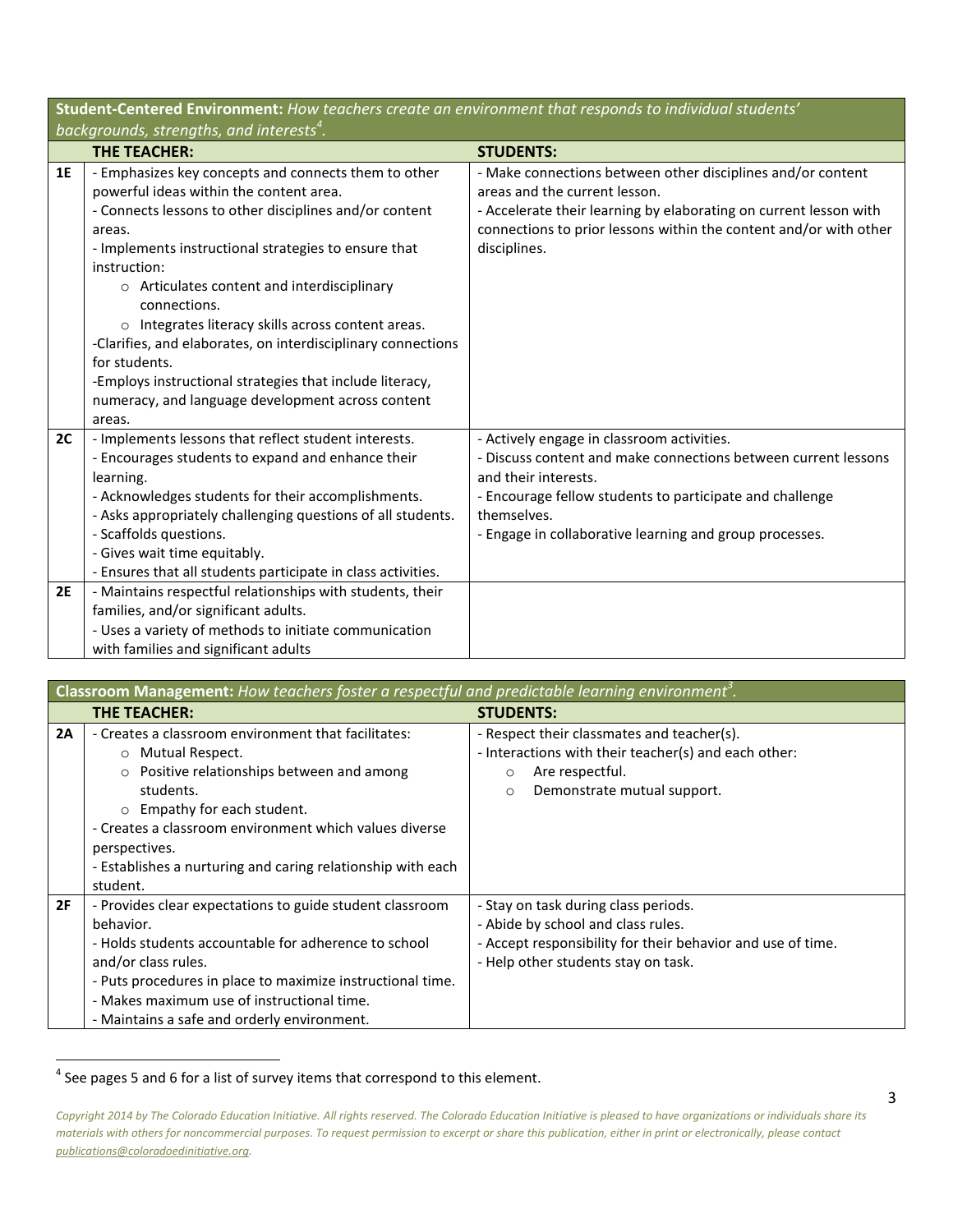| **Student-Centered Environment:** *How teachers create an environment that responds to individual students' backgrounds, strengths, and interests[4].* | | |
|---|---|---|
| | **THE TEACHER:** | **STUDENTS:** |
| **1E** | - Emphasizes key concepts and connects them to other powerful ideas within the content area.<br>- Connects lessons to other disciplines and/or content areas.<br>- Implements instructional strategies to ensure that instruction:<br>○ Articulates content and interdisciplinary connections.<br>○ Integrates literacy skills across content areas.<br>-Clarifies, and elaborates, on interdisciplinary connections for students.<br>-Employs instructional strategies that include literacy, numeracy, and language development across content areas. | - Make connections between other disciplines and/or content areas and the current lesson.<br>- Accelerate their learning by elaborating on current lesson with connections to prior lessons within the content and/or with other disciplines. |
| **2C** | - Implements lessons that reflect student interests.<br>- Encourages students to expand and enhance their learning.<br>- Acknowledges students for their accomplishments.<br>- Asks appropriately challenging questions of all students.<br>- Scaffolds questions.<br>- Gives wait time equitably.<br>- Ensures that all students participate in class activities. | - Actively engage in classroom activities.<br>- Discuss content and make connections between current lessons and their interests.<br>- Encourage fellow students to participate and challenge themselves.<br>- Engage in collaborative learning and group processes. |
| **2E** | - Maintains respectful relationships with students, their families, and/or significant adults.<br>- Uses a variety of methods to initiate communication with families and significant adults | |

| **Classroom Management:** *How teachers foster a respectful and predictable learning environment[3].* | | |
|---|---|---|
| | **THE TEACHER:** | **STUDENTS:** |
| **2A** | - Creates a classroom environment that facilitates:<br>○ Mutual Respect.<br>○ Positive relationships between and among students.<br>○ Empathy for each student.<br>- Creates a classroom environment which values diverse perspectives.<br>- Establishes a nurturing and caring relationship with each student. | - Respect their classmates and teacher(s).<br>- Interactions with their teacher(s) and each other:<br>○ Are respectful.<br>○ Demonstrate mutual support. |
| **2F** | - Provides clear expectations to guide student classroom behavior.<br>- Holds students accountable for adherence to school and/or class rules.<br>- Puts procedures in place to maximize instructional time.<br>- Makes maximum use of instructional time.<br>- Maintains a safe and orderly environment. | - Stay on task during class periods.<br>- Abide by school and class rules.<br>- Accept responsibility for their behavior and use of time.<br>- Help other students stay on task. |

[4] See pages 5 and 6 for a list of survey items that correspond to this element.

*Copyright 2014 by The Colorado Education Initiative. All rights reserved. The Colorado Education Initiative is pleased to have organizations or individuals share its materials with others for noncommercial purposes. To request permission to excerpt or share this publication, either in print or electronically, please contact publications@coloradoedinitiative.org.*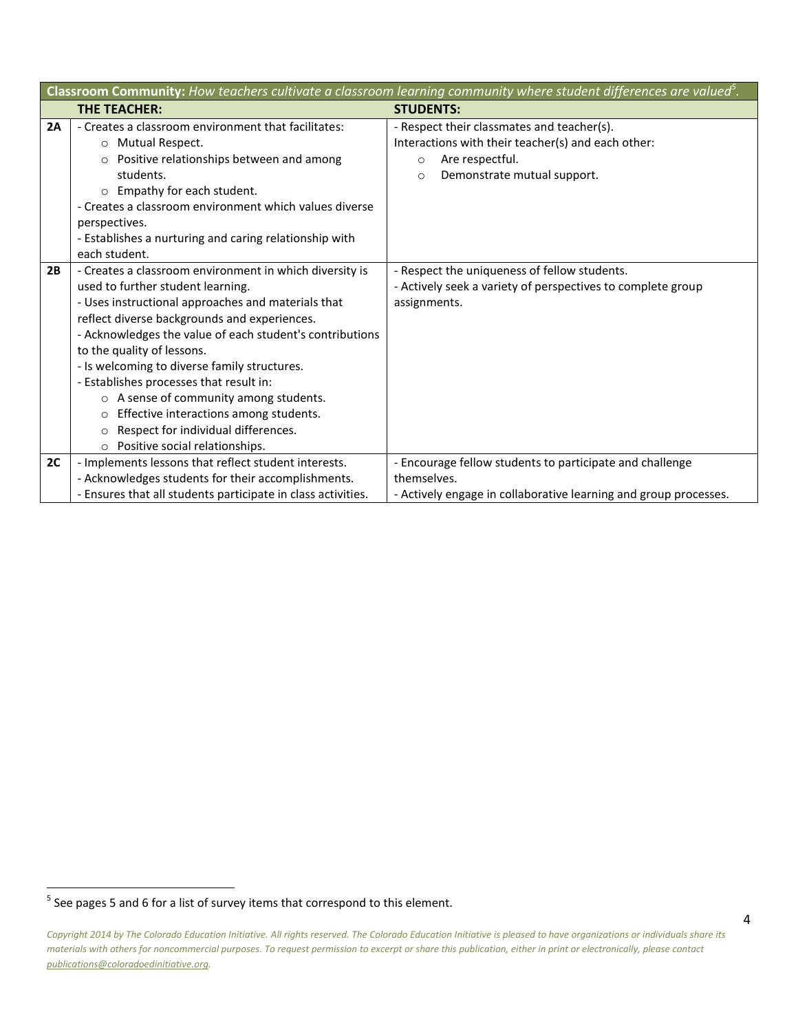| **Classroom Community:** *How teachers cultivate a classroom learning community where student differences are valued[5].* | | |
|---|---|---|
| | **THE TEACHER:** | **STUDENTS:** |
| **2A** | - Creates a classroom environment that facilitates:<br>○ Mutual Respect.<br>○ Positive relationships between and among students.<br>○ Empathy for each student.<br>- Creates a classroom environment which values diverse perspectives.<br>- Establishes a nurturing and caring relationship with each student. | - Respect their classmates and teacher(s).<br>Interactions with their teacher(s) and each other:<br>○ Are respectful.<br>○ Demonstrate mutual support. |
| **2B** | - Creates a classroom environment in which diversity is used to further student learning.<br>- Uses instructional approaches and materials that reflect diverse backgrounds and experiences.<br>- Acknowledges the value of each student's contributions to the quality of lessons.<br>- Is welcoming to diverse family structures.<br>- Establishes processes that result in:<br>○ A sense of community among students.<br>○ Effective interactions among students.<br>○ Respect for individual differences.<br>○ Positive social relationships. | - Respect the uniqueness of fellow students.<br>- Actively seek a variety of perspectives to complete group assignments. |
| **2C** | - Implements lessons that reflect student interests.<br>- Acknowledges students for their accomplishments.<br>- Ensures that all students participate in class activities. | - Encourage fellow students to participate and challenge themselves.<br>- Actively engage in collaborative learning and group processes. |

[5] See pages 5 and 6 for a list of survey items that correspond to this element.

*Copyright 2014 by The Colorado Education Initiative. All rights reserved. The Colorado Education Initiative is pleased to have organizations or individuals share its materials with others for noncommercial purposes. To request permission to excerpt or share this publication, either in print or electronically, please contact publications@coloradoedinitiative.org.*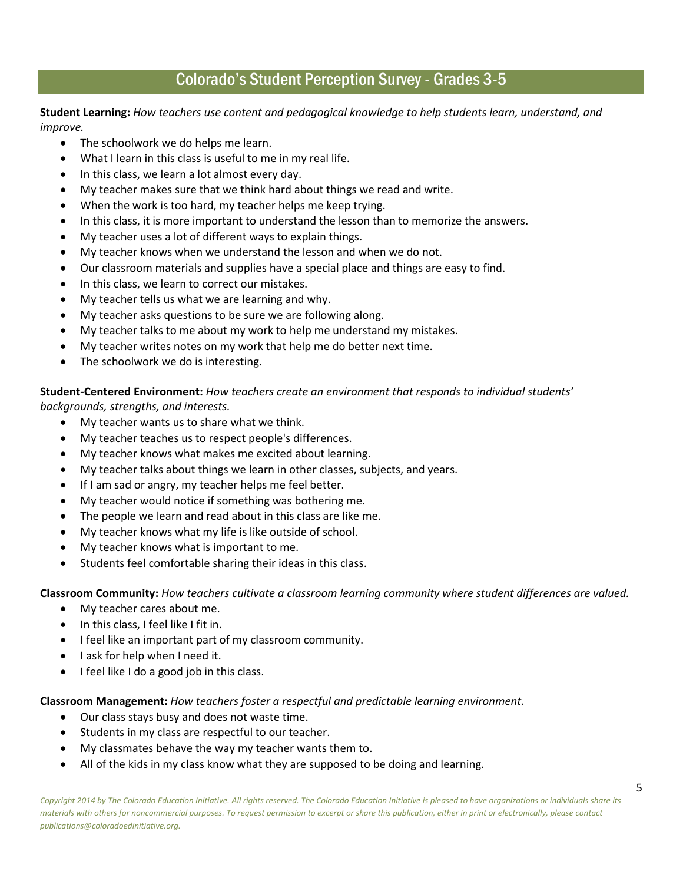# Colorado's Student Perception Survey - Grades 3-5

**Student Learning:** *How teachers use content and pedagogical knowledge to help students learn, understand, and improve.*

- The schoolwork we do helps me learn.
- What I learn in this class is useful to me in my real life.
- In this class, we learn a lot almost every day.
- My teacher makes sure that we think hard about things we read and write.
- When the work is too hard, my teacher helps me keep trying.
- In this class, it is more important to understand the lesson than to memorize the answers.
- My teacher uses a lot of different ways to explain things.
- My teacher knows when we understand the lesson and when we do not.
- Our classroom materials and supplies have a special place and things are easy to find.
- In this class, we learn to correct our mistakes.
- My teacher tells us what we are learning and why.
- My teacher asks questions to be sure we are following along.
- My teacher talks to me about my work to help me understand my mistakes.
- My teacher writes notes on my work that help me do better next time.
- The schoolwork we do is interesting.

**Student-Centered Environment:** *How teachers create an environment that responds to individual students' backgrounds, strengths, and interests.*

- My teacher wants us to share what we think.
- My teacher teaches us to respect people's differences.
- My teacher knows what makes me excited about learning.
- My teacher talks about things we learn in other classes, subjects, and years.
- If I am sad or angry, my teacher helps me feel better.
- My teacher would notice if something was bothering me.
- The people we learn and read about in this class are like me.
- My teacher knows what my life is like outside of school.
- My teacher knows what is important to me.
- Students feel comfortable sharing their ideas in this class.

**Classroom Community:** *How teachers cultivate a classroom learning community where student differences are valued.*

- My teacher cares about me.
- In this class, I feel like I fit in.
- I feel like an important part of my classroom community.
- I ask for help when I need it.
- I feel like I do a good job in this class.

**Classroom Management:** *How teachers foster a respectful and predictable learning environment.*

- Our class stays busy and does not waste time.
- Students in my class are respectful to our teacher.
- My classmates behave the way my teacher wants them to.
- All of the kids in my class know what they are supposed to be doing and learning.

*Copyright 2014 by The Colorado Education Initiative. All rights reserved. The Colorado Education Initiative is pleased to have organizations or individuals share its materials with others for noncommercial purposes. To request permission to excerpt or share this publication, either in print or electronically, please contact publications@coloradoedinitiative.org.*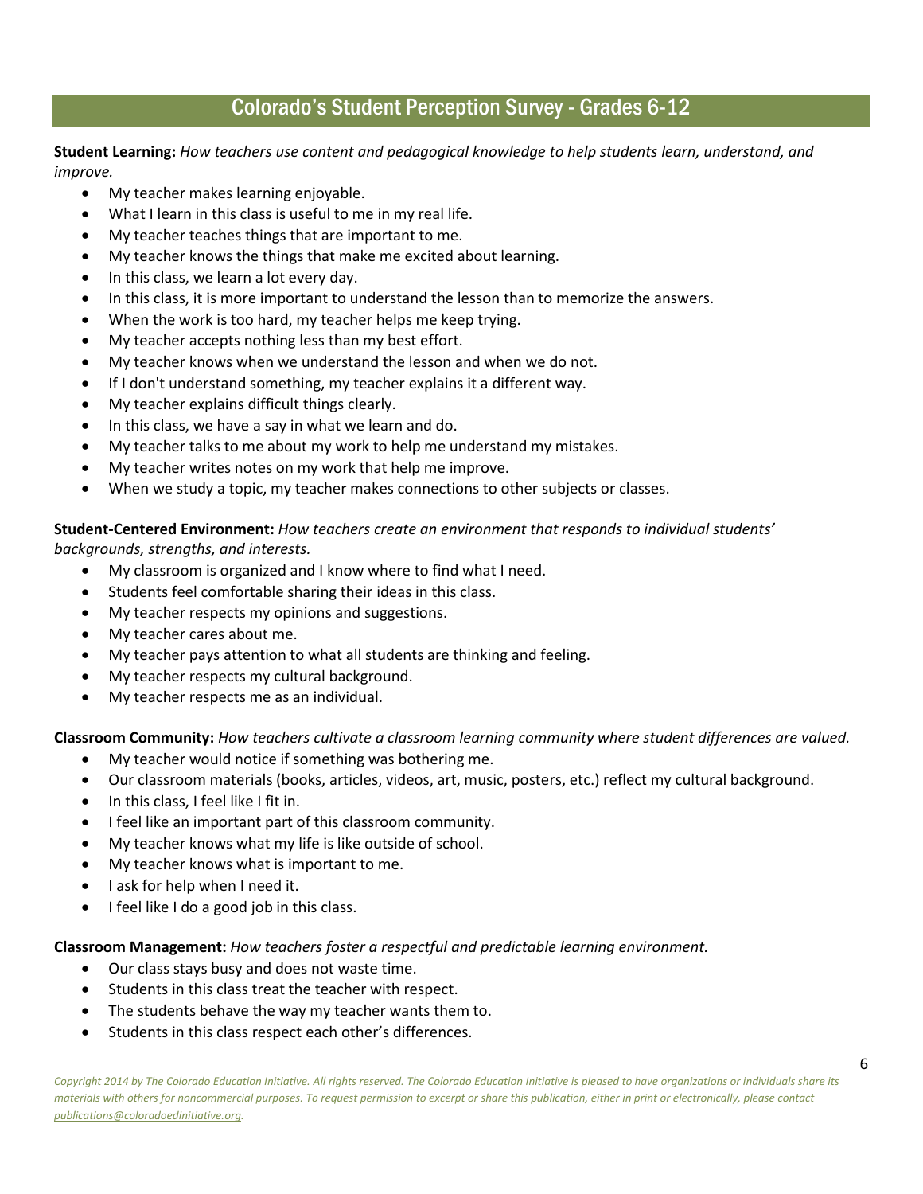# Colorado's Student Perception Survey - Grades 6-12

**Student Learning:** *How teachers use content and pedagogical knowledge to help students learn, understand, and improve.*

- My teacher makes learning enjoyable.
- What I learn in this class is useful to me in my real life.
- My teacher teaches things that are important to me.
- My teacher knows the things that make me excited about learning.
- In this class, we learn a lot every day.
- In this class, it is more important to understand the lesson than to memorize the answers.
- When the work is too hard, my teacher helps me keep trying.
- My teacher accepts nothing less than my best effort.
- My teacher knows when we understand the lesson and when we do not.
- If I don't understand something, my teacher explains it a different way.
- My teacher explains difficult things clearly.
- In this class, we have a say in what we learn and do.
- My teacher talks to me about my work to help me understand my mistakes.
- My teacher writes notes on my work that help me improve.
- When we study a topic, my teacher makes connections to other subjects or classes.

**Student-Centered Environment:** *How teachers create an environment that responds to individual students' backgrounds, strengths, and interests.*

- My classroom is organized and I know where to find what I need.
- Students feel comfortable sharing their ideas in this class.
- My teacher respects my opinions and suggestions.
- My teacher cares about me.
- My teacher pays attention to what all students are thinking and feeling.
- My teacher respects my cultural background.
- My teacher respects me as an individual.

**Classroom Community:** *How teachers cultivate a classroom learning community where student differences are valued.*

- My teacher would notice if something was bothering me.
- Our classroom materials (books, articles, videos, art, music, posters, etc.) reflect my cultural background.
- In this class, I feel like I fit in.
- I feel like an important part of this classroom community.
- My teacher knows what my life is like outside of school.
- My teacher knows what is important to me.
- I ask for help when I need it.
- I feel like I do a good job in this class.

**Classroom Management:** *How teachers foster a respectful and predictable learning environment.*

- Our class stays busy and does not waste time.
- Students in this class treat the teacher with respect.
- The students behave the way my teacher wants them to.
- Students in this class respect each other's differences.

*Copyright 2014 by The Colorado Education Initiative. All rights reserved. The Colorado Education Initiative is pleased to have organizations or individuals share its materials with others for noncommercial purposes. To request permission to excerpt or share this publication, either in print or electronically, please contact publications@coloradoedinitiative.org.*